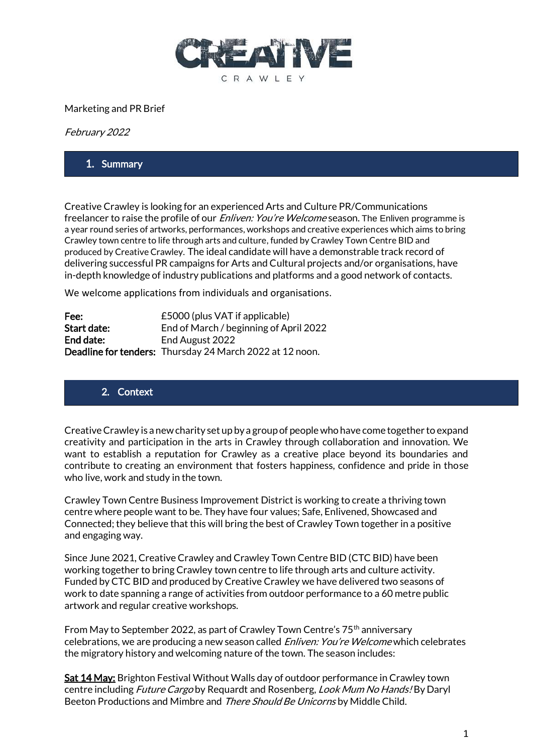# CREATIVE

CRAWLEY

Marketing and PR Brief

*February 2022*

## 1. Summary

Creative Crawley is looking for an experienced Arts and Culture PR/Communications freelancer to raise the profile of our *Enliven: You're Welcome* season. The Enliven programme is a year round series of artworks, performances, workshops and creative experiences which aims to bring Crawley town centre to life through arts and culture, funded by Crawley Town Centre BID and produced by Creative Crawley. The ideal candidate will have a demonstrable track record of delivering successful PR campaigns for Arts and Cultural projects and/or organisations, have in-depth knowledge of industry publications and platforms and a good network of contacts.

We welcome applications from individuals and organisations.

| | |
|---|---|
| **Fee:** | £5000 (plus VAT if applicable) |
| **Start date:** | End of March / beginning of April 2022 |
| **End date:** | End August 2022 |
| **Deadline for tenders:** | Thursday 24 March 2022 at 12 noon. |

## 2. Context

Creative Crawley is a new charity set up by a group of people who have come together to expand creativity and participation in the arts in Crawley through collaboration and innovation. We want to establish a reputation for Crawley as a creative place beyond its boundaries and contribute to creating an environment that fosters happiness, confidence and pride in those who live, work and study in the town.

Crawley Town Centre Business Improvement District is working to create a thriving town centre where people want to be. They have four values; Safe, Enlivened, Showcased and Connected; they believe that this will bring the best of Crawley Town together in a positive and engaging way.

Since June 2021, Creative Crawley and Crawley Town Centre BID (CTC BID) have been working together to bring Crawley town centre to life through arts and culture activity. Funded by CTC BID and produced by Creative Crawley we have delivered two seasons of work to date spanning a range of activities from outdoor performance to a 60 metre public artwork and regular creative workshops.

From May to September 2022, as part of Crawley Town Centre's 75th anniversary celebrations, we are producing a new season called *Enliven: You're Welcome* which celebrates the migratory history and welcoming nature of the town. The season includes:

**Sat 14 May:** Brighton Festival Without Walls day of outdoor performance in Crawley town centre including *Future Cargo* by Requardt and Rosenberg, *Look Mum No Hands!* By Daryl Beeton Productions and Mimbre and *There Should Be Unicorns* by Middle Child.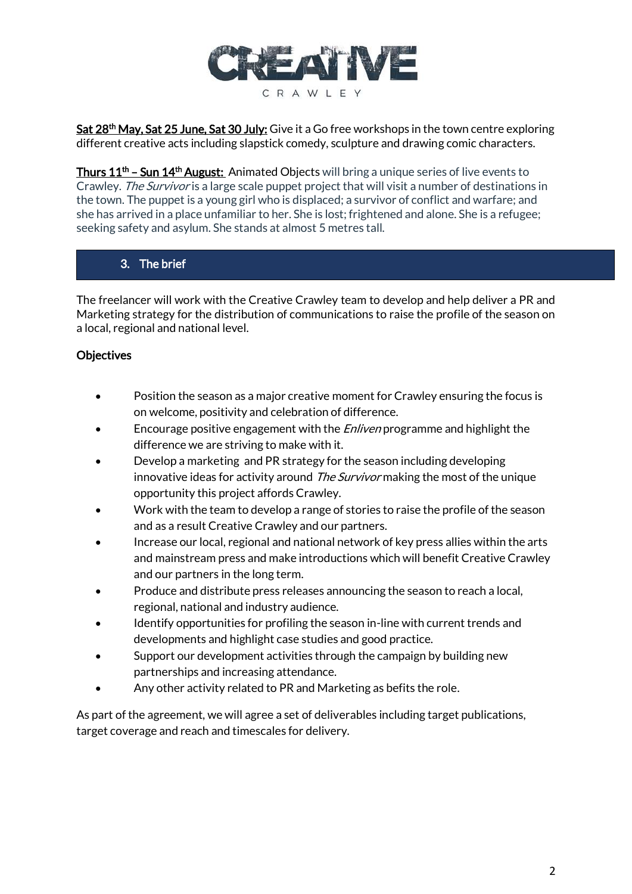Sat 28th May, Sat 25 June, Sat 30 July: Give it a Go free workshops in the town centre exploring different creative acts including slapstick comedy, sculpture and drawing comic characters.

Thurs 11th – Sun 14th August: Animated Objects will bring a unique series of live events to Crawley. *The Survivor* is a large scale puppet project that will visit a number of destinations in the town. The puppet is a young girl who is displaced; a survivor of conflict and warfare; and she has arrived in a place unfamiliar to her. She is lost; frightened and alone. She is a refugee; seeking safety and asylum. She stands at almost 5 metres tall.

## 3. The brief

The freelancer will work with the Creative Crawley team to develop and help deliver a PR and Marketing strategy for the distribution of communications to raise the profile of the season on a local, regional and national level.

**Objectives**

- Position the season as a major creative moment for Crawley ensuring the focus is on welcome, positivity and celebration of difference.
- Encourage positive engagement with the *Enliven* programme and highlight the difference we are striving to make with it.
- Develop a marketing and PR strategy for the season including developing innovative ideas for activity around *The Survivor* making the most of the unique opportunity this project affords Crawley.
- Work with the team to develop a range of stories to raise the profile of the season and as a result Creative Crawley and our partners.
- Increase our local, regional and national network of key press allies within the arts and mainstream press and make introductions which will benefit Creative Crawley and our partners in the long term.
- Produce and distribute press releases announcing the season to reach a local, regional, national and industry audience.
- Identify opportunities for profiling the season in-line with current trends and developments and highlight case studies and good practice.
- Support our development activities through the campaign by building new partnerships and increasing attendance.
- Any other activity related to PR and Marketing as befits the role.

As part of the agreement, we will agree a set of deliverables including target publications, target coverage and reach and timescales for delivery.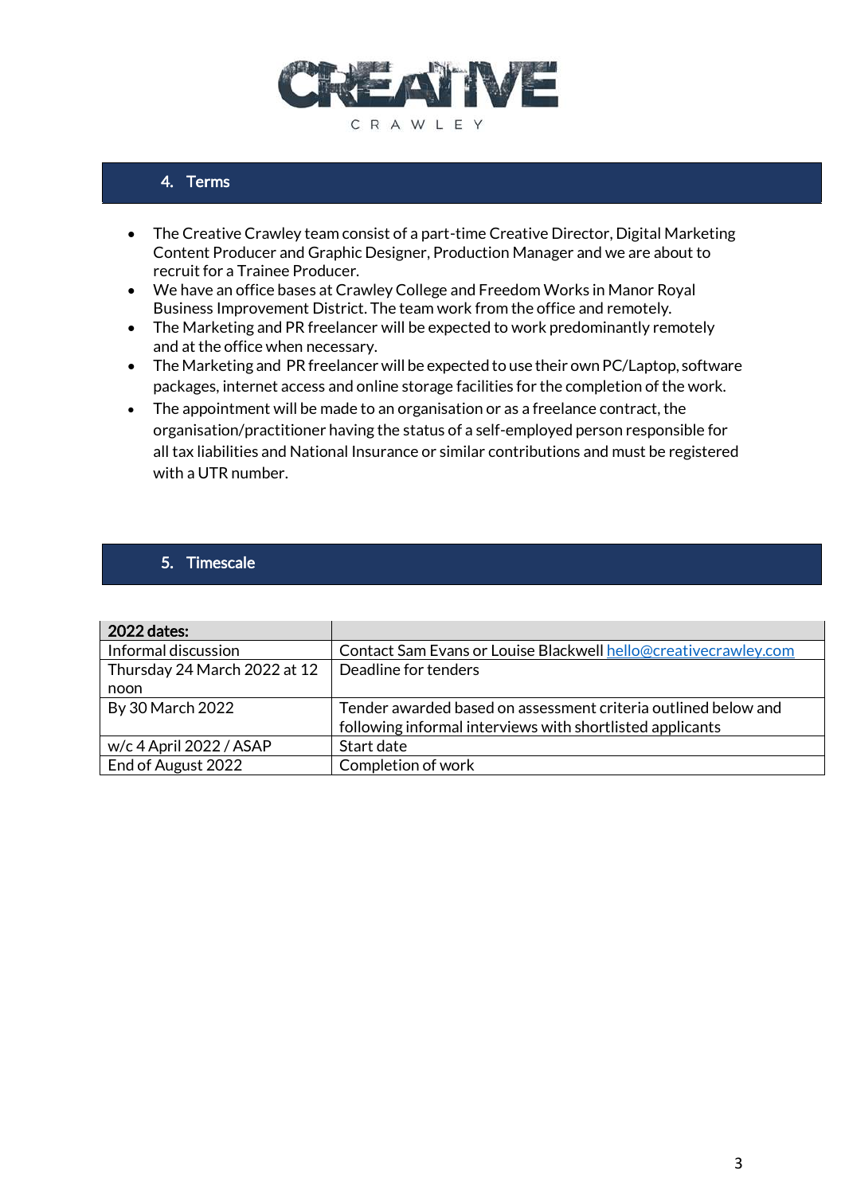## 4. Terms

- The Creative Crawley team consist of a part-time Creative Director, Digital Marketing Content Producer and Graphic Designer, Production Manager and we are about to recruit for a Trainee Producer.
- We have an office bases at Crawley College and Freedom Works in Manor Royal Business Improvement District. The team work from the office and remotely.
- The Marketing and PR freelancer will be expected to work predominantly remotely and at the office when necessary.
- The Marketing and PR freelancer will be expected to use their own PC/Laptop, software packages, internet access and online storage facilities for the completion of the work.
- The appointment will be made to an organisation or as a freelance contract, the organisation/practitioner having the status of a self-employed person responsible for all tax liabilities and National Insurance or similar contributions and must be registered with a UTR number.

## 5. Timescale

| **2022 dates:** | |
|---|---|
| Informal discussion | Contact Sam Evans or Louise Blackwell hello@creativecrawley.com |
| Thursday 24 March 2022 at 12 noon | Deadline for tenders |
| By 30 March 2022 | Tender awarded based on assessment criteria outlined below and following informal interviews with shortlisted applicants |
| w/c 4 April 2022 / ASAP | Start date |
| End of August 2022 | Completion of work |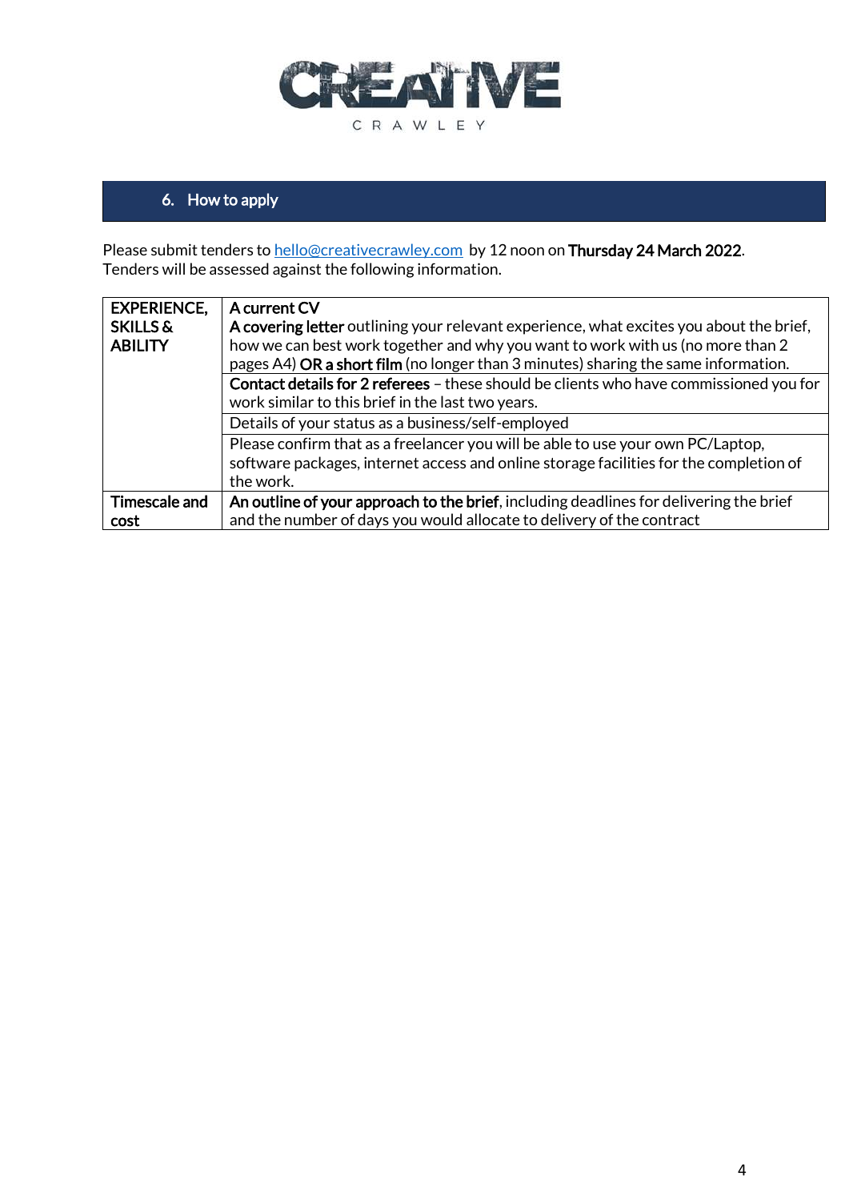## 6. How to apply

Please submit tenders to hello@creativecrawley.com by 12 noon on **Thursday 24 March 2022**.
Tenders will be assessed against the following information.

| | |
|---|---|
| **EXPERIENCE, SKILLS & ABILITY** | **A current CV**<br>**A covering letter** outlining your relevant experience, what excites you about the brief, how we can best work together and why you want to work with us (no more than 2 pages A4) **OR a short film** (no longer than 3 minutes) sharing the same information. |
| | **Contact details for 2 referees** – these should be clients who have commissioned you for work similar to this brief in the last two years. |
| | Details of your status as a business/self-employed |
| | Please confirm that as a freelancer you will be able to use your own PC/Laptop, software packages, internet access and online storage facilities for the completion of the work. |
| **Timescale and cost** | **An outline of your approach to the brief**, including deadlines for delivering the brief and the number of days you would allocate to delivery of the contract |